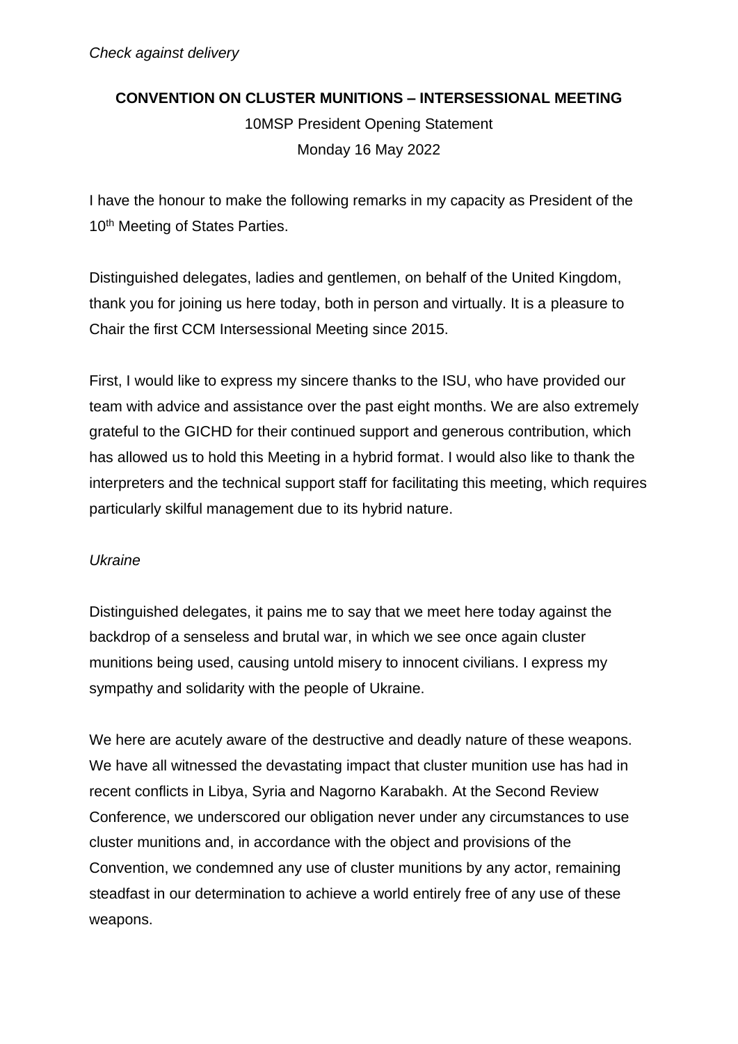*Check against delivery*

**CONVENTION ON CLUSTER MUNITIONS – INTERSESSIONAL MEETING**

10MSP President Opening Statement

Monday 16 May 2022

I have the honour to make the following remarks in my capacity as President of the 10th Meeting of States Parties.

Distinguished delegates, ladies and gentlemen, on behalf of the United Kingdom, thank you for joining us here today, both in person and virtually. It is a pleasure to Chair the first CCM Intersessional Meeting since 2015.

First, I would like to express my sincere thanks to the ISU, who have provided our team with advice and assistance over the past eight months. We are also extremely grateful to the GICHD for their continued support and generous contribution, which has allowed us to hold this Meeting in a hybrid format. I would also like to thank the interpreters and the technical support staff for facilitating this meeting, which requires particularly skilful management due to its hybrid nature.

*Ukraine*

Distinguished delegates, it pains me to say that we meet here today against the backdrop of a senseless and brutal war, in which we see once again cluster munitions being used, causing untold misery to innocent civilians. I express my sympathy and solidarity with the people of Ukraine.

We here are acutely aware of the destructive and deadly nature of these weapons. We have all witnessed the devastating impact that cluster munition use has had in recent conflicts in Libya, Syria and Nagorno Karabakh. At the Second Review Conference, we underscored our obligation never under any circumstances to use cluster munitions and, in accordance with the object and provisions of the Convention, we condemned any use of cluster munitions by any actor, remaining steadfast in our determination to achieve a world entirely free of any use of these weapons.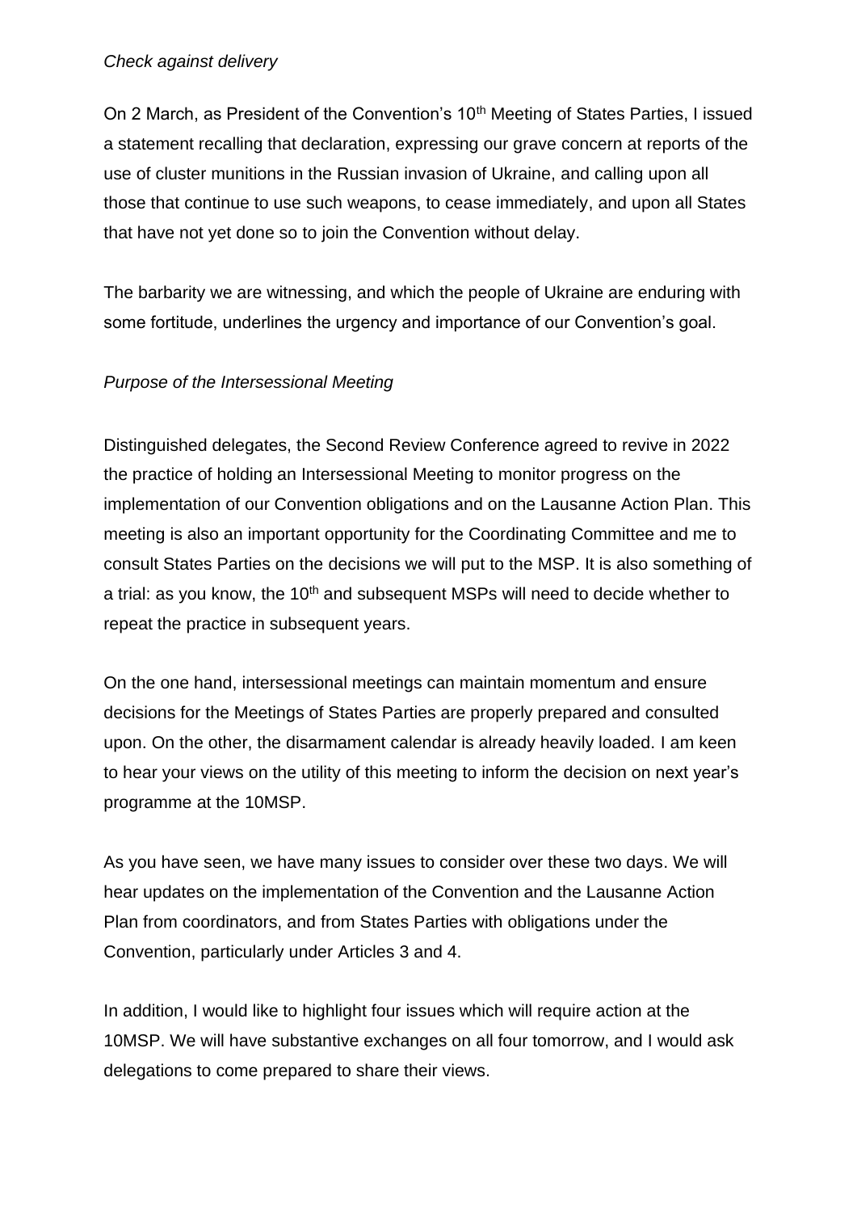*Check against delivery*

On 2 March, as President of the Convention's 10th Meeting of States Parties, I issued a statement recalling that declaration, expressing our grave concern at reports of the use of cluster munitions in the Russian invasion of Ukraine, and calling upon all those that continue to use such weapons, to cease immediately, and upon all States that have not yet done so to join the Convention without delay.

The barbarity we are witnessing, and which the people of Ukraine are enduring with some fortitude, underlines the urgency and importance of our Convention's goal.

*Purpose of the Intersessional Meeting*

Distinguished delegates, the Second Review Conference agreed to revive in 2022 the practice of holding an Intersessional Meeting to monitor progress on the implementation of our Convention obligations and on the Lausanne Action Plan. This meeting is also an important opportunity for the Coordinating Committee and me to consult States Parties on the decisions we will put to the MSP. It is also something of a trial: as you know, the 10th and subsequent MSPs will need to decide whether to repeat the practice in subsequent years.

On the one hand, intersessional meetings can maintain momentum and ensure decisions for the Meetings of States Parties are properly prepared and consulted upon. On the other, the disarmament calendar is already heavily loaded. I am keen to hear your views on the utility of this meeting to inform the decision on next year's programme at the 10MSP.

As you have seen, we have many issues to consider over these two days. We will hear updates on the implementation of the Convention and the Lausanne Action Plan from coordinators, and from States Parties with obligations under the Convention, particularly under Articles 3 and 4.

In addition, I would like to highlight four issues which will require action at the 10MSP. We will have substantive exchanges on all four tomorrow, and I would ask delegations to come prepared to share their views.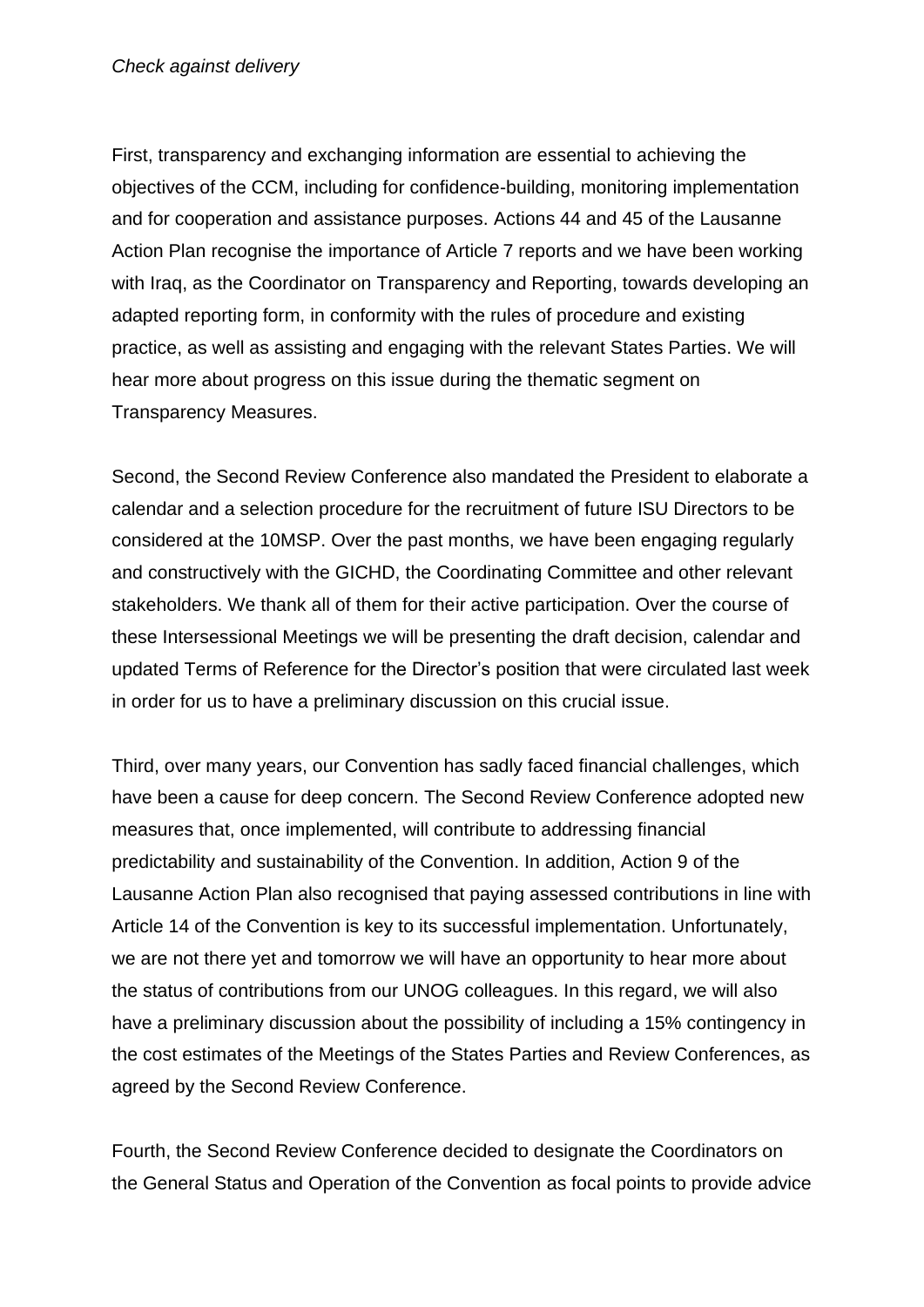*Check against delivery*

First, transparency and exchanging information are essential to achieving the objectives of the CCM, including for confidence-building, monitoring implementation and for cooperation and assistance purposes. Actions 44 and 45 of the Lausanne Action Plan recognise the importance of Article 7 reports and we have been working with Iraq, as the Coordinator on Transparency and Reporting, towards developing an adapted reporting form, in conformity with the rules of procedure and existing practice, as well as assisting and engaging with the relevant States Parties. We will hear more about progress on this issue during the thematic segment on Transparency Measures.

Second, the Second Review Conference also mandated the President to elaborate a calendar and a selection procedure for the recruitment of future ISU Directors to be considered at the 10MSP. Over the past months, we have been engaging regularly and constructively with the GICHD, the Coordinating Committee and other relevant stakeholders. We thank all of them for their active participation. Over the course of these Intersessional Meetings we will be presenting the draft decision, calendar and updated Terms of Reference for the Director's position that were circulated last week in order for us to have a preliminary discussion on this crucial issue.

Third, over many years, our Convention has sadly faced financial challenges, which have been a cause for deep concern. The Second Review Conference adopted new measures that, once implemented, will contribute to addressing financial predictability and sustainability of the Convention. In addition, Action 9 of the Lausanne Action Plan also recognised that paying assessed contributions in line with Article 14 of the Convention is key to its successful implementation. Unfortunately, we are not there yet and tomorrow we will have an opportunity to hear more about the status of contributions from our UNOG colleagues. In this regard, we will also have a preliminary discussion about the possibility of including a 15% contingency in the cost estimates of the Meetings of the States Parties and Review Conferences, as agreed by the Second Review Conference.

Fourth, the Second Review Conference decided to designate the Coordinators on the General Status and Operation of the Convention as focal points to provide advice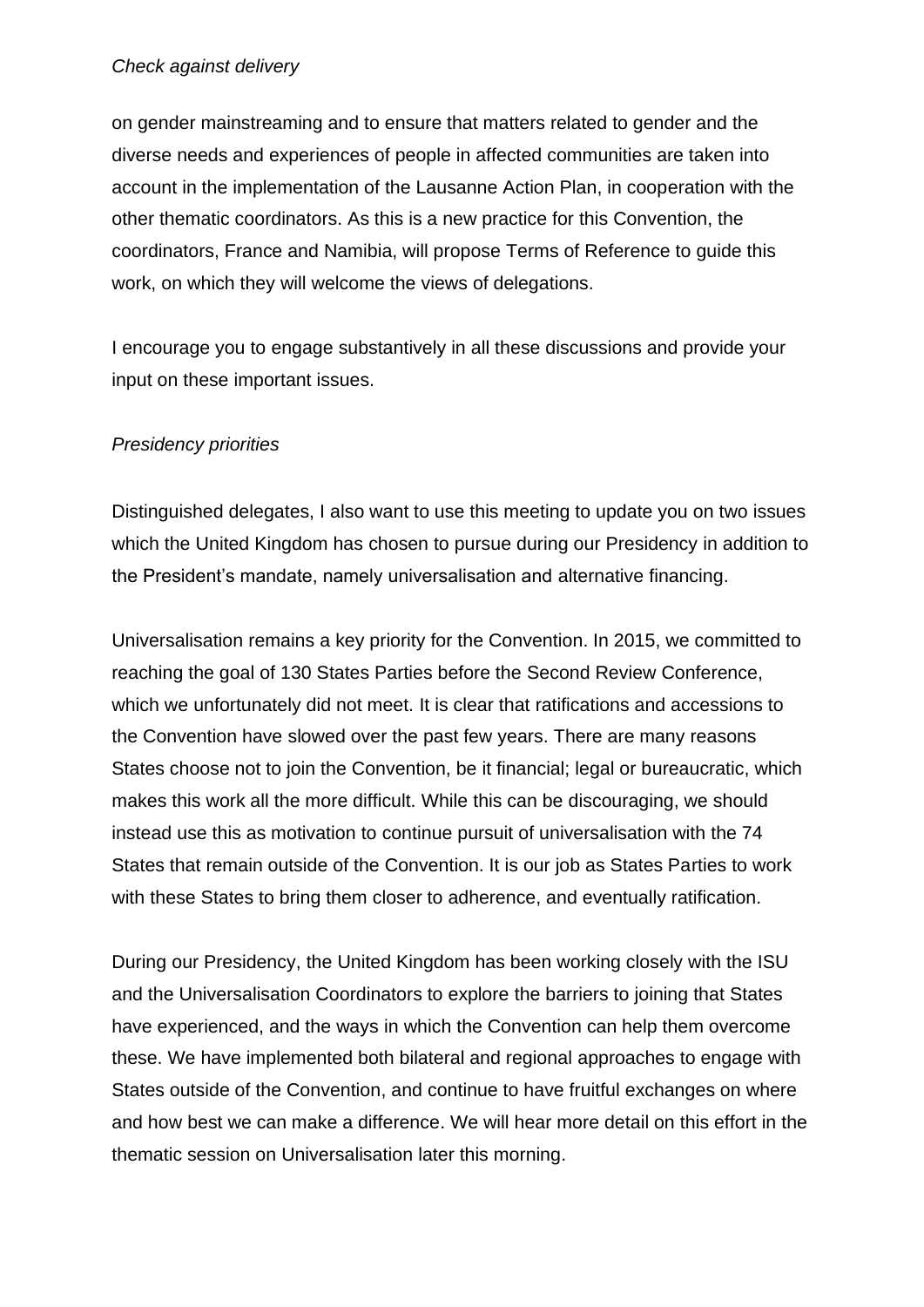on gender mainstreaming and to ensure that matters related to gender and the diverse needs and experiences of people in affected communities are taken into account in the implementation of the Lausanne Action Plan, in cooperation with the other thematic coordinators. As this is a new practice for this Convention, the coordinators, France and Namibia, will propose Terms of Reference to guide this work, on which they will welcome the views of delegations.

I encourage you to engage substantively in all these discussions and provide your input on these important issues.

*Presidency priorities*

Distinguished delegates, I also want to use this meeting to update you on two issues which the United Kingdom has chosen to pursue during our Presidency in addition to the President's mandate, namely universalisation and alternative financing.

Universalisation remains a key priority for the Convention. In 2015, we committed to reaching the goal of 130 States Parties before the Second Review Conference, which we unfortunately did not meet. It is clear that ratifications and accessions to the Convention have slowed over the past few years. There are many reasons States choose not to join the Convention, be it financial; legal or bureaucratic, which makes this work all the more difficult. While this can be discouraging, we should instead use this as motivation to continue pursuit of universalisation with the 74 States that remain outside of the Convention. It is our job as States Parties to work with these States to bring them closer to adherence, and eventually ratification.

During our Presidency, the United Kingdom has been working closely with the ISU and the Universalisation Coordinators to explore the barriers to joining that States have experienced, and the ways in which the Convention can help them overcome these. We have implemented both bilateral and regional approaches to engage with States outside of the Convention, and continue to have fruitful exchanges on where and how best we can make a difference. We will hear more detail on this effort in the thematic session on Universalisation later this morning.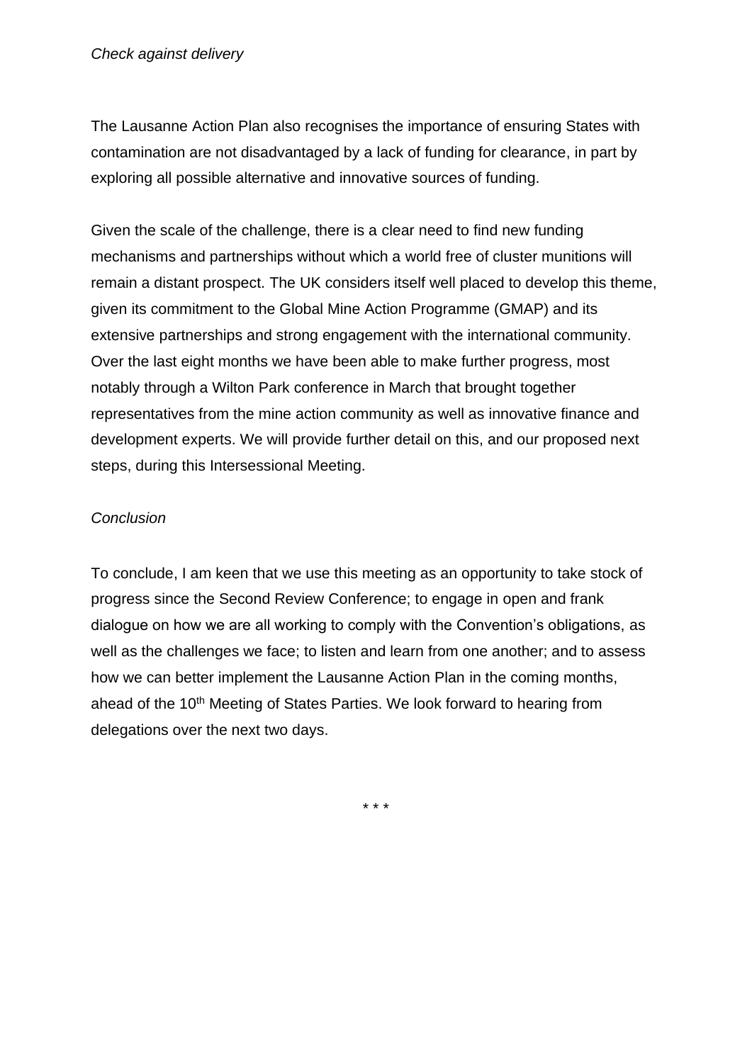*Check against delivery*

The Lausanne Action Plan also recognises the importance of ensuring States with contamination are not disadvantaged by a lack of funding for clearance, in part by exploring all possible alternative and innovative sources of funding.

Given the scale of the challenge, there is a clear need to find new funding mechanisms and partnerships without which a world free of cluster munitions will remain a distant prospect. The UK considers itself well placed to develop this theme, given its commitment to the Global Mine Action Programme (GMAP) and its extensive partnerships and strong engagement with the international community. Over the last eight months we have been able to make further progress, most notably through a Wilton Park conference in March that brought together representatives from the mine action community as well as innovative finance and development experts. We will provide further detail on this, and our proposed next steps, during this Intersessional Meeting.

*Conclusion*

To conclude, I am keen that we use this meeting as an opportunity to take stock of progress since the Second Review Conference; to engage in open and frank dialogue on how we are all working to comply with the Convention's obligations, as well as the challenges we face; to listen and learn from one another; and to assess how we can better implement the Lausanne Action Plan in the coming months, ahead of the 10th Meeting of States Parties. We look forward to hearing from delegations over the next two days.

\* \* \*